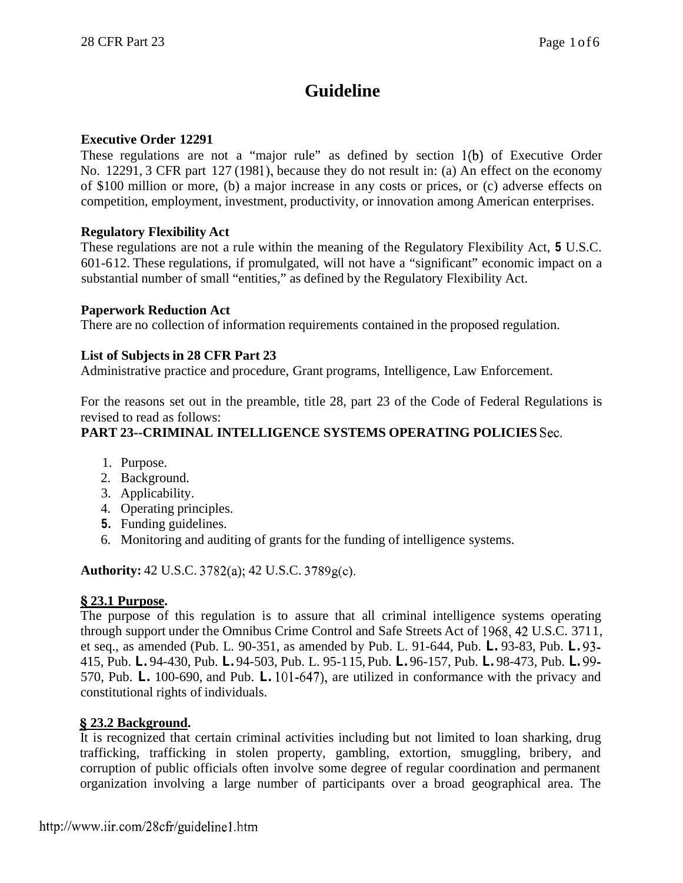# Guideline

**Executive Order 12291**

These regulations are not a "major rule" as defined by section 1(b) of Executive Order No. 12291, 3 CFR part 127 (1981), because they do not result in: (a) An effect on the economy of $100 million or more, (b) a major increase in any costs or prices, or (c) adverse effects on competition, employment, investment, productivity, or innovation among American enterprises.

**Regulatory Flexibility Act**

These regulations are not a rule within the meaning of the Regulatory Flexibility Act, 5 U.S.C. 601-612. These regulations, if promulgated, will not have a "significant" economic impact on a substantial number of small "entities," as defined by the Regulatory Flexibility Act.

**Paperwork Reduction Act**

There are no collection of information requirements contained in the proposed regulation.

**List of Subjects in 28 CFR Part 23**

Administrative practice and procedure, Grant programs, Intelligence, Law Enforcement.

For the reasons set out in the preamble, title 28, part 23 of the Code of Federal Regulations is revised to read as follows:

**PART 23--CRIMINAL INTELLIGENCE SYSTEMS OPERATING POLICIES** Sec.

1. Purpose.
2. Background.
3. Applicability.
4. Operating principles.
5. Funding guidelines.
6. Monitoring and auditing of grants for the funding of intelligence systems.

**Authority:** 42 U.S.C. 3782(a); 42 U.S.C. 3789g(c).

**§ 23.1 Purpose.**

The purpose of this regulation is to assure that all criminal intelligence systems operating through support under the Omnibus Crime Control and Safe Streets Act of 1968, 42 U.S.C. 3711, et seq., as amended (Pub. L. 90-351, as amended by Pub. L. 91-644, Pub. L. 93-83, Pub. L. 93-415, Pub. L. 94-430, Pub. L. 94-503, Pub. L. 95-115, Pub. L. 96-157, Pub. L. 98-473, Pub. L. 99-570, Pub. L. 100-690, and Pub. L. 101-647), are utilized in conformance with the privacy and constitutional rights of individuals.

**§ 23.2 Background.**

It is recognized that certain criminal activities including but not limited to loan sharking, drug trafficking, trafficking in stolen property, gambling, extortion, smuggling, bribery, and corruption of public officials often involve some degree of regular coordination and permanent organization involving a large number of participants over a broad geographical area. The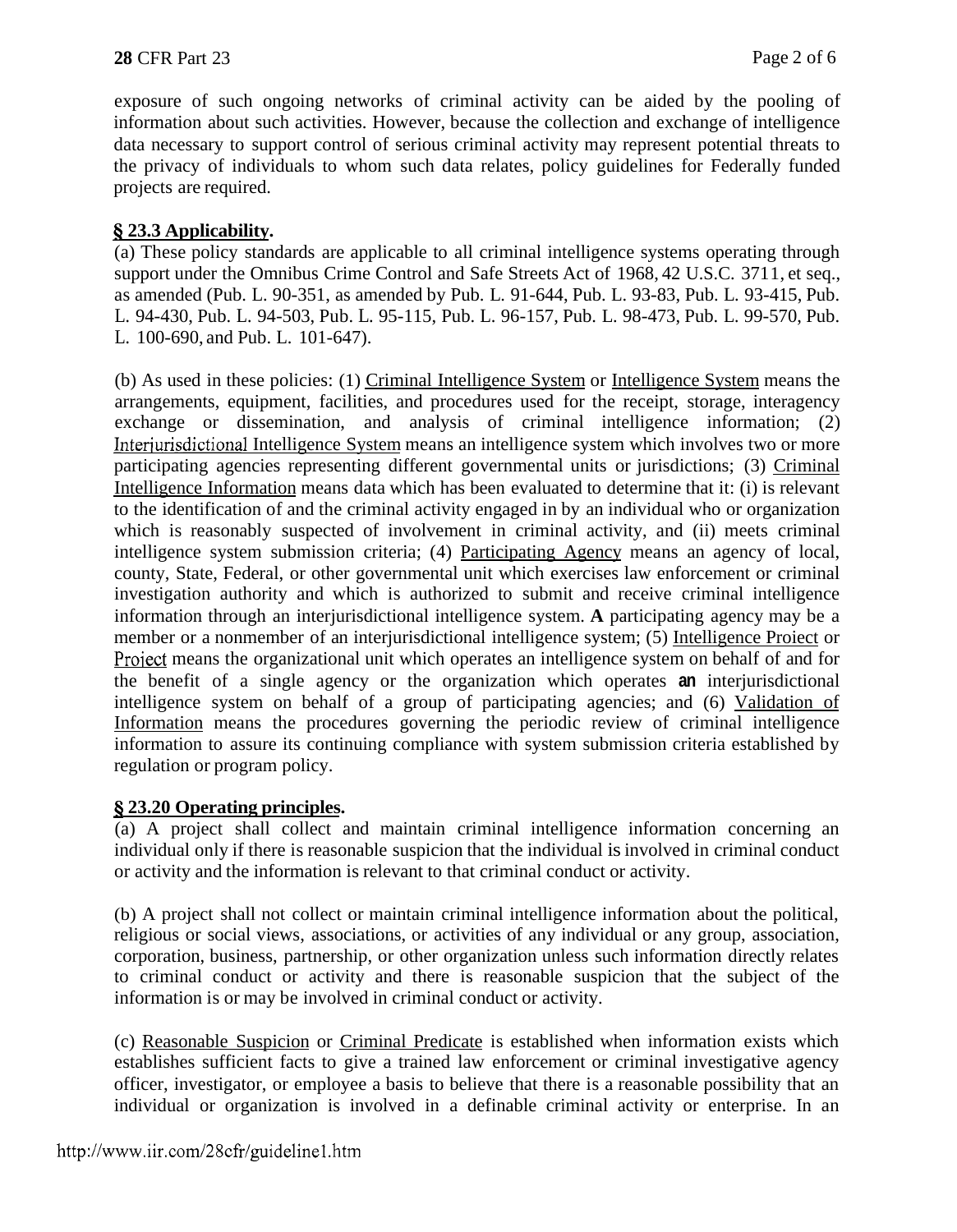exposure of such ongoing networks of criminal activity can be aided by the pooling of information about such activities. However, because the collection and exchange of intelligence data necessary to support control of serious criminal activity may represent potential threats to the privacy of individuals to whom such data relates, policy guidelines for Federally funded projects are required.

## **§ 23.3 Applicability.**

(a) These policy standards are applicable to all criminal intelligence systems operating through support under the Omnibus Crime Control and Safe Streets Act of 1968, 42 U.S.C. 3711, et seq., as amended (Pub. L. 90-351, as amended by Pub. L. 91-644, Pub. L. 93-83, Pub. L. 93-415, Pub. L. 94-430, Pub. L. 94-503, Pub. L. 95-115, Pub. L. 96-157, Pub. L. 98-473, Pub. L. 99-570, Pub. L. 100-690, and Pub. L. 101-647).

(b) As used in these policies: (1) Criminal Intelligence System or Intelligence System means the arrangements, equipment, facilities, and procedures used for the receipt, storage, interagency exchange or dissemination, and analysis of criminal intelligence information; (2) Interjurisdictional Intelligence System means an intelligence system which involves two or more participating agencies representing different governmental units or jurisdictions; (3) Criminal Intelligence Information means data which has been evaluated to determine that it: (i) is relevant to the identification of and the criminal activity engaged in by an individual who or organization which is reasonably suspected of involvement in criminal activity, and (ii) meets criminal intelligence system submission criteria; (4) Participating Agency means an agency of local, county, State, Federal, or other governmental unit which exercises law enforcement or criminal investigation authority and which is authorized to submit and receive criminal intelligence information through an interjurisdictional intelligence system. A participating agency may be a member or a nonmember of an interjurisdictional intelligence system; (5) Intelligence Project or Project means the organizational unit which operates an intelligence system on behalf of and for the benefit of a single agency or the organization which operates an interjurisdictional intelligence system on behalf of a group of participating agencies; and (6) Validation of Information means the procedures governing the periodic review of criminal intelligence information to assure its continuing compliance with system submission criteria established by regulation or program policy.

## **§ 23.20 Operating principles.**

(a) A project shall collect and maintain criminal intelligence information concerning an individual only if there is reasonable suspicion that the individual is involved in criminal conduct or activity and the information is relevant to that criminal conduct or activity.

(b) A project shall not collect or maintain criminal intelligence information about the political, religious or social views, associations, or activities of any individual or any group, association, corporation, business, partnership, or other organization unless such information directly relates to criminal conduct or activity and there is reasonable suspicion that the subject of the information is or may be involved in criminal conduct or activity.

(c) Reasonable Suspicion or Criminal Predicate is established when information exists which establishes sufficient facts to give a trained law enforcement or criminal investigative agency officer, investigator, or employee a basis to believe that there is a reasonable possibility that an individual or organization is involved in a definable criminal activity or enterprise. In an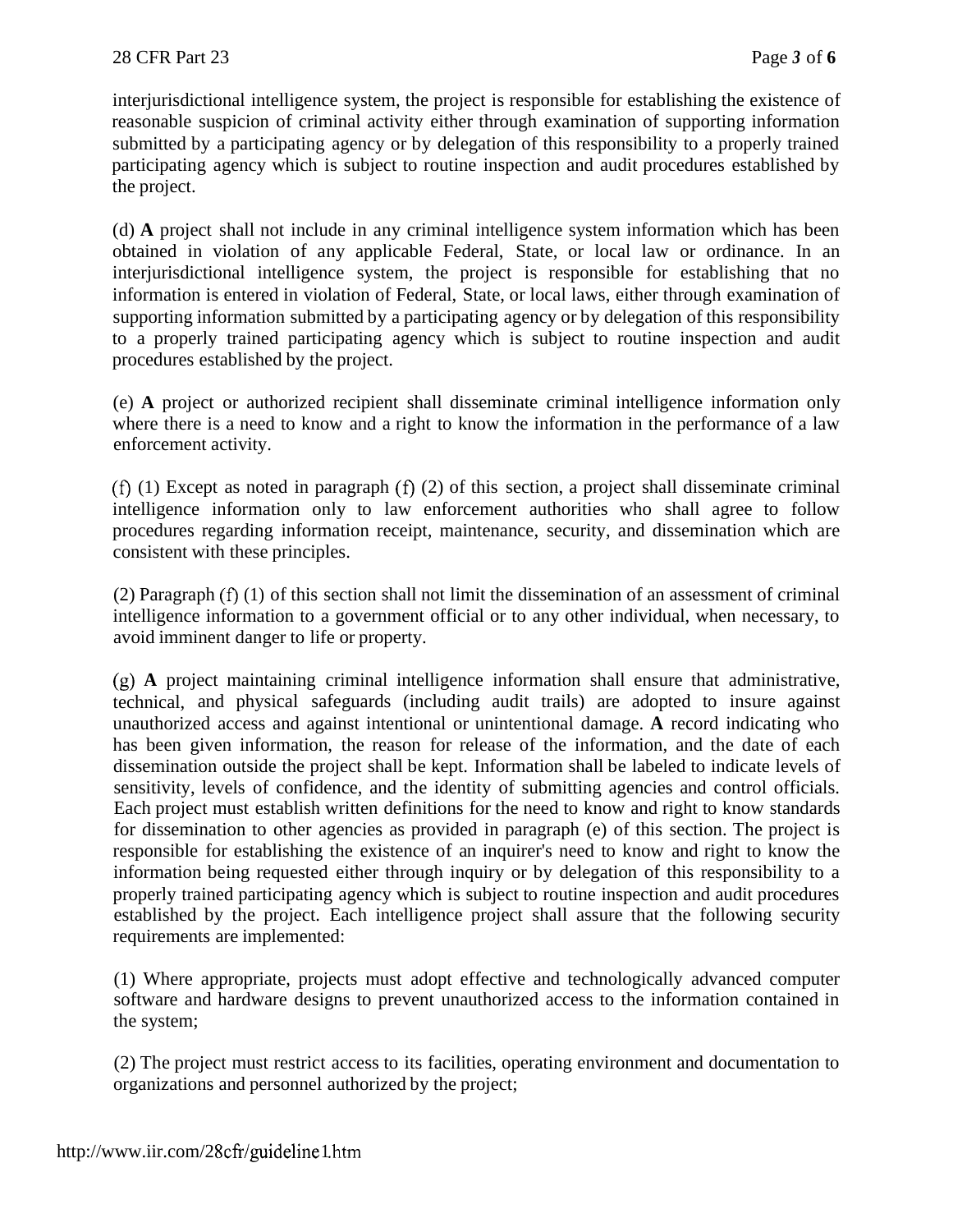interjurisdictional intelligence system, the project is responsible for establishing the existence of reasonable suspicion of criminal activity either through examination of supporting information submitted by a participating agency or by delegation of this responsibility to a properly trained participating agency which is subject to routine inspection and audit procedures established by the project.

(d) **A** project shall not include in any criminal intelligence system information which has been obtained in violation of any applicable Federal, State, or local law or ordinance. In an interjurisdictional intelligence system, the project is responsible for establishing that no information is entered in violation of Federal, State, or local laws, either through examination of supporting information submitted by a participating agency or by delegation of this responsibility to a properly trained participating agency which is subject to routine inspection and audit procedures established by the project.

(e) **A** project or authorized recipient shall disseminate criminal intelligence information only where there is a need to know and a right to know the information in the performance of a law enforcement activity.

(f) (1) Except as noted in paragraph (f) (2) of this section, a project shall disseminate criminal intelligence information only to law enforcement authorities who shall agree to follow procedures regarding information receipt, maintenance, security, and dissemination which are consistent with these principles.

(2) Paragraph (f) (1) of this section shall not limit the dissemination of an assessment of criminal intelligence information to a government official or to any other individual, when necessary, to avoid imminent danger to life or property.

(g) **A** project maintaining criminal intelligence information shall ensure that administrative, technical, and physical safeguards (including audit trails) are adopted to insure against unauthorized access and against intentional or unintentional damage. **A** record indicating who has been given information, the reason for release of the information, and the date of each dissemination outside the project shall be kept. Information shall be labeled to indicate levels of sensitivity, levels of confidence, and the identity of submitting agencies and control officials. Each project must establish written definitions for the need to know and right to know standards for dissemination to other agencies as provided in paragraph (e) of this section. The project is responsible for establishing the existence of an inquirer's need to know and right to know the information being requested either through inquiry or by delegation of this responsibility to a properly trained participating agency which is subject to routine inspection and audit procedures established by the project. Each intelligence project shall assure that the following security requirements are implemented:

(1) Where appropriate, projects must adopt effective and technologically advanced computer software and hardware designs to prevent unauthorized access to the information contained in the system;

(2) The project must restrict access to its facilities, operating environment and documentation to organizations and personnel authorized by the project;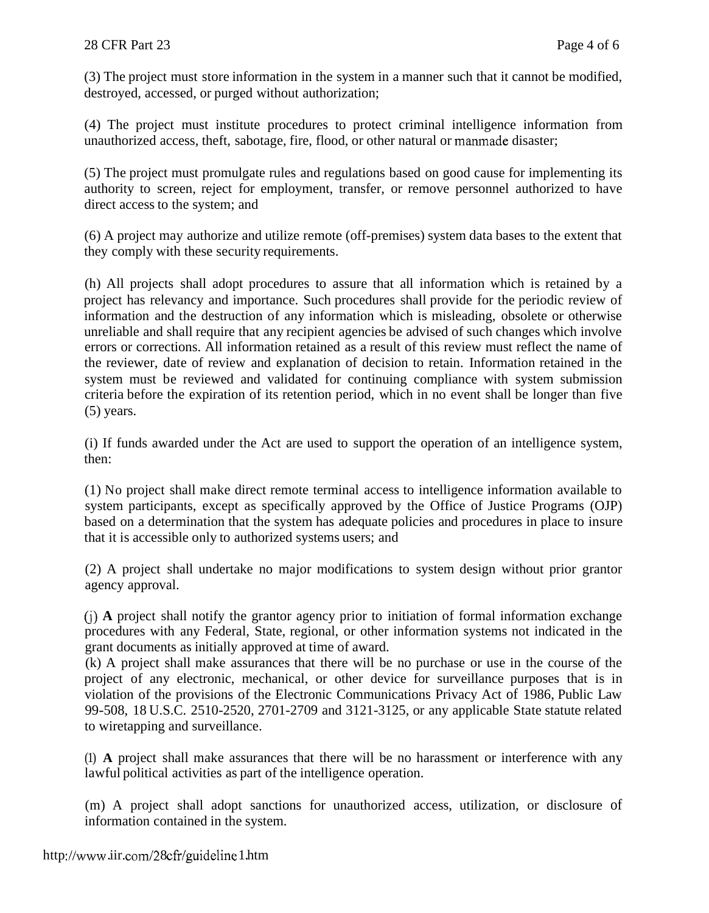(3) The project must store information in the system in a manner such that it cannot be modified, destroyed, accessed, or purged without authorization;

(4) The project must institute procedures to protect criminal intelligence information from unauthorized access, theft, sabotage, fire, flood, or other natural or manmade disaster;

(5) The project must promulgate rules and regulations based on good cause for implementing its authority to screen, reject for employment, transfer, or remove personnel authorized to have direct access to the system; and

(6) A project may authorize and utilize remote (off-premises) system data bases to the extent that they comply with these security requirements.

(h) All projects shall adopt procedures to assure that all information which is retained by a project has relevancy and importance. Such procedures shall provide for the periodic review of information and the destruction of any information which is misleading, obsolete or otherwise unreliable and shall require that any recipient agencies be advised of such changes which involve errors or corrections. All information retained as a result of this review must reflect the name of the reviewer, date of review and explanation of decision to retain. Information retained in the system must be reviewed and validated for continuing compliance with system submission criteria before the expiration of its retention period, which in no event shall be longer than five (5) years.

(i) If funds awarded under the Act are used to support the operation of an intelligence system, then:

(1) No project shall make direct remote terminal access to intelligence information available to system participants, except as specifically approved by the Office of Justice Programs (OJP) based on a determination that the system has adequate policies and procedures in place to insure that it is accessible only to authorized systems users; and

(2) A project shall undertake no major modifications to system design without prior grantor agency approval.

(j) **A** project shall notify the grantor agency prior to initiation of formal information exchange procedures with any Federal, State, regional, or other information systems not indicated in the grant documents as initially approved at time of award.

(k) A project shall make assurances that there will be no purchase or use in the course of the project of any electronic, mechanical, or other device for surveillance purposes that is in violation of the provisions of the Electronic Communications Privacy Act of 1986, Public Law 99-508, 18 U.S.C. 2510-2520, 2701-2709 and 3121-3125, or any applicable State statute related to wiretapping and surveillance.

(l) **A** project shall make assurances that there will be no harassment or interference with any lawful political activities as part of the intelligence operation.

(m) A project shall adopt sanctions for unauthorized access, utilization, or disclosure of information contained in the system.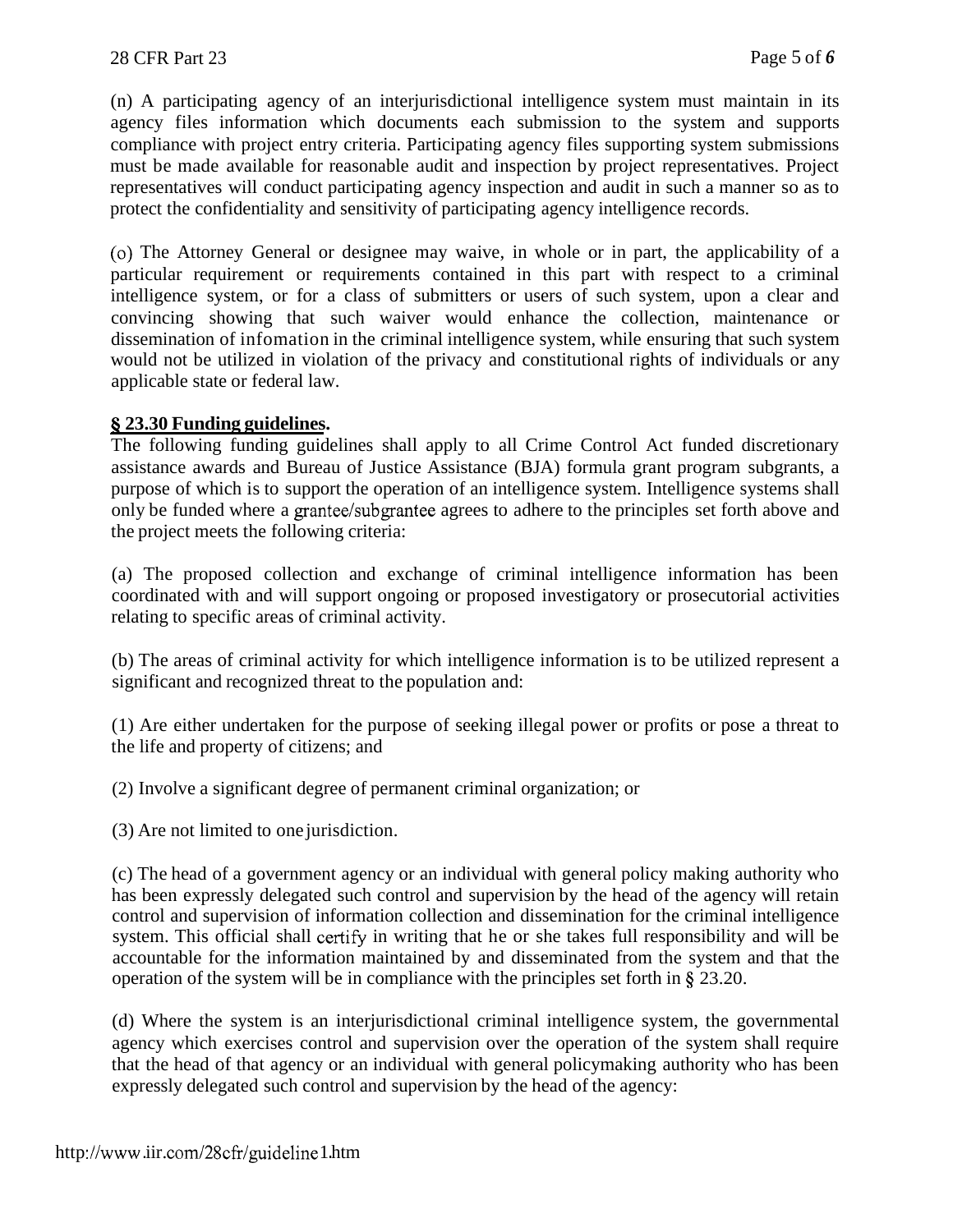(n) A participating agency of an interjurisdictional intelligence system must maintain in its agency files information which documents each submission to the system and supports compliance with project entry criteria. Participating agency files supporting system submissions must be made available for reasonable audit and inspection by project representatives. Project representatives will conduct participating agency inspection and audit in such a manner so as to protect the confidentiality and sensitivity of participating agency intelligence records.

(o) The Attorney General or designee may waive, in whole or in part, the applicability of a particular requirement or requirements contained in this part with respect to a criminal intelligence system, or for a class of submitters or users of such system, upon a clear and convincing showing that such waiver would enhance the collection, maintenance or dissemination of infomation in the criminal intelligence system, while ensuring that such system would not be utilized in violation of the privacy and constitutional rights of individuals or any applicable state or federal law.

**§ 23.30 Funding guidelines.**

The following funding guidelines shall apply to all Crime Control Act funded discretionary assistance awards and Bureau of Justice Assistance (BJA) formula grant program subgrants, a purpose of which is to support the operation of an intelligence system. Intelligence systems shall only be funded where a grantee/subgrantee agrees to adhere to the principles set forth above and the project meets the following criteria:

(a) The proposed collection and exchange of criminal intelligence information has been coordinated with and will support ongoing or proposed investigatory or prosecutorial activities relating to specific areas of criminal activity.

(b) The areas of criminal activity for which intelligence information is to be utilized represent a significant and recognized threat to the population and:

(1) Are either undertaken for the purpose of seeking illegal power or profits or pose a threat to the life and property of citizens; and

(2) Involve a significant degree of permanent criminal organization; or

(3) Are not limited to one jurisdiction.

(c) The head of a government agency or an individual with general policy making authority who has been expressly delegated such control and supervision by the head of the agency will retain control and supervision of information collection and dissemination for the criminal intelligence system. This official shall certify in writing that he or she takes full responsibility and will be accountable for the information maintained by and disseminated from the system and that the operation of the system will be in compliance with the principles set forth in § 23.20.

(d) Where the system is an interjurisdictional criminal intelligence system, the governmental agency which exercises control and supervision over the operation of the system shall require that the head of that agency or an individual with general policymaking authority who has been expressly delegated such control and supervision by the head of the agency: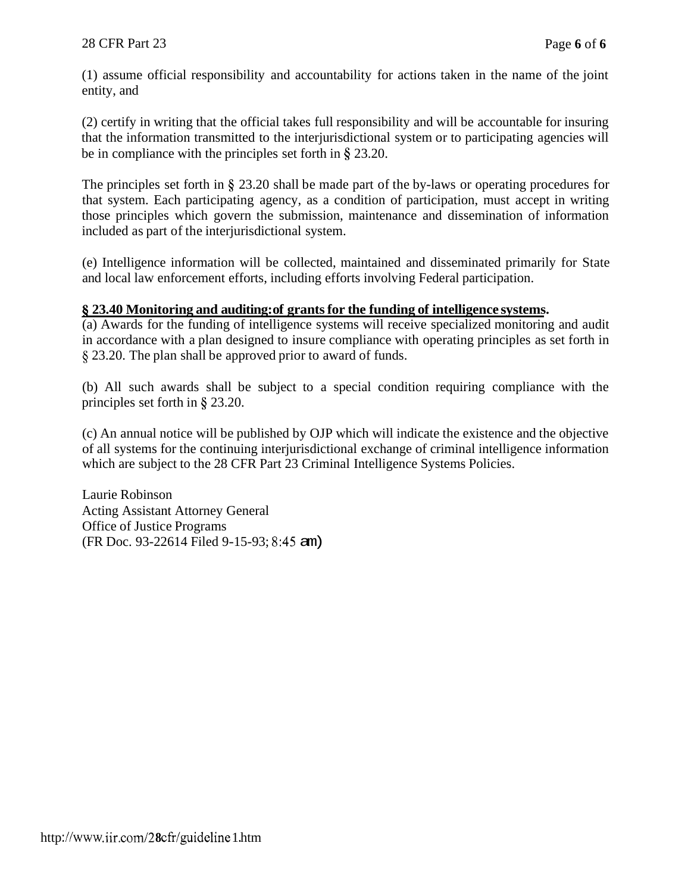(1) assume official responsibility and accountability for actions taken in the name of the joint entity, and

(2) certify in writing that the official takes full responsibility and will be accountable for insuring that the information transmitted to the interjurisdictional system or to participating agencies will be in compliance with the principles set forth in § 23.20.

The principles set forth in § 23.20 shall be made part of the by-laws or operating procedures for that system. Each participating agency, as a condition of participation, must accept in writing those principles which govern the submission, maintenance and dissemination of information included as part of the interjurisdictional system.

(e) Intelligence information will be collected, maintained and disseminated primarily for State and local law enforcement efforts, including efforts involving Federal participation.

**§ 23.40 Monitoring and auditing:of grants for the funding of intelligence systems.**

(a) Awards for the funding of intelligence systems will receive specialized monitoring and audit in accordance with a plan designed to insure compliance with operating principles as set forth in § 23.20. The plan shall be approved prior to award of funds.

(b) All such awards shall be subject to a special condition requiring compliance with the principles set forth in § 23.20.

(c) An annual notice will be published by OJP which will indicate the existence and the objective of all systems for the continuing interjurisdictional exchange of criminal intelligence information which are subject to the 28 CFR Part 23 Criminal Intelligence Systems Policies.

Laurie Robinson
Acting Assistant Attorney General
Office of Justice Programs
(FR Doc. 93-22614 Filed 9-15-93; 8:45 am)